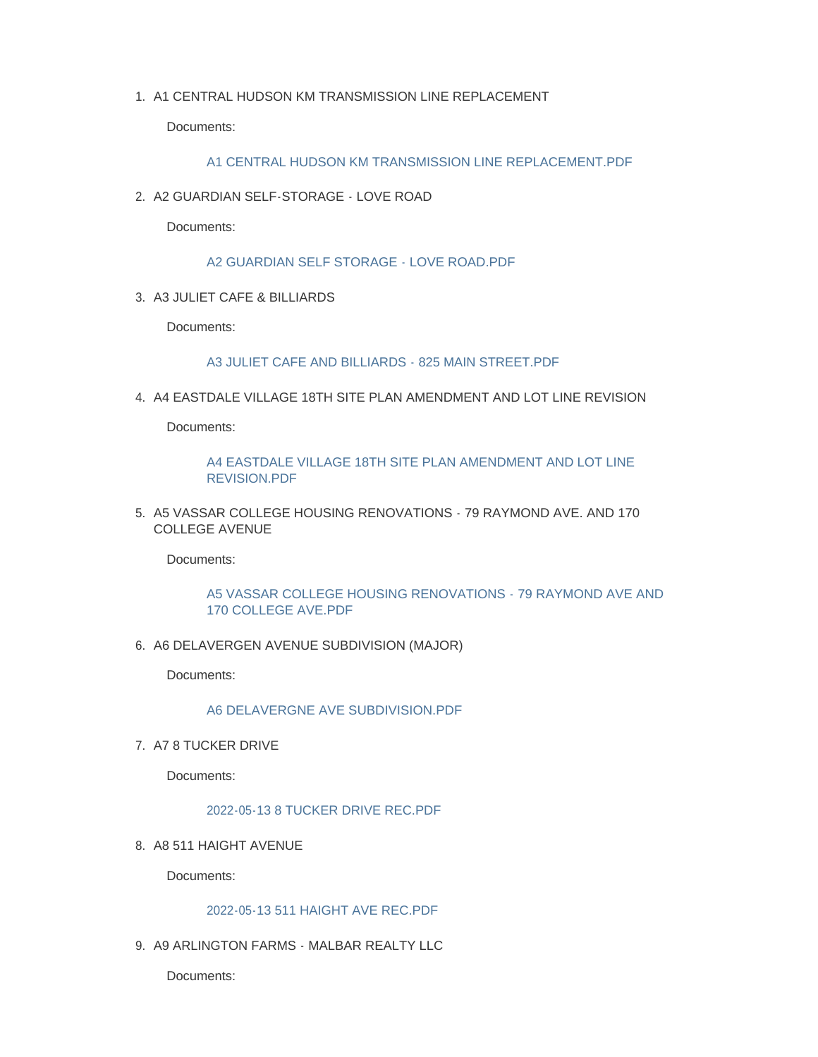1. A1 CENTRAL HUDSON KM TRANSMISSION LINE REPLACEMENT

   Documents:

   A1 CENTRAL HUDSON KM TRANSMISSION LINE REPLACEMENT.PDF

2. A2 GUARDIAN SELF-STORAGE - LOVE ROAD

   Documents:

   A2 GUARDIAN SELF STORAGE - LOVE ROAD.PDF

3. A3 JULIET CAFE & BILLIARDS

   Documents:

   A3 JULIET CAFE AND BILLIARDS - 825 MAIN STREET.PDF

4. A4 EASTDALE VILLAGE 18TH SITE PLAN AMENDMENT AND LOT LINE REVISION

   Documents:

   A4 EASTDALE VILLAGE 18TH SITE PLAN AMENDMENT AND LOT LINE REVISION.PDF

5. A5 VASSAR COLLEGE HOUSING RENOVATIONS - 79 RAYMOND AVE. AND 170 COLLEGE AVENUE

   Documents:

   A5 VASSAR COLLEGE HOUSING RENOVATIONS - 79 RAYMOND AVE AND 170 COLLEGE AVE.PDF

6. A6 DELAVERGEN AVENUE SUBDIVISION (MAJOR)

   Documents:

   A6 DELAVERGNE AVE SUBDIVISION.PDF

7. A7 8 TUCKER DRIVE

   Documents:

   2022-05-13 8 TUCKER DRIVE REC.PDF

8. A8 511 HAIGHT AVENUE

   Documents:

   2022-05-13 511 HAIGHT AVE REC.PDF

9. A9 ARLINGTON FARMS - MALBAR REALTY LLC

   Documents: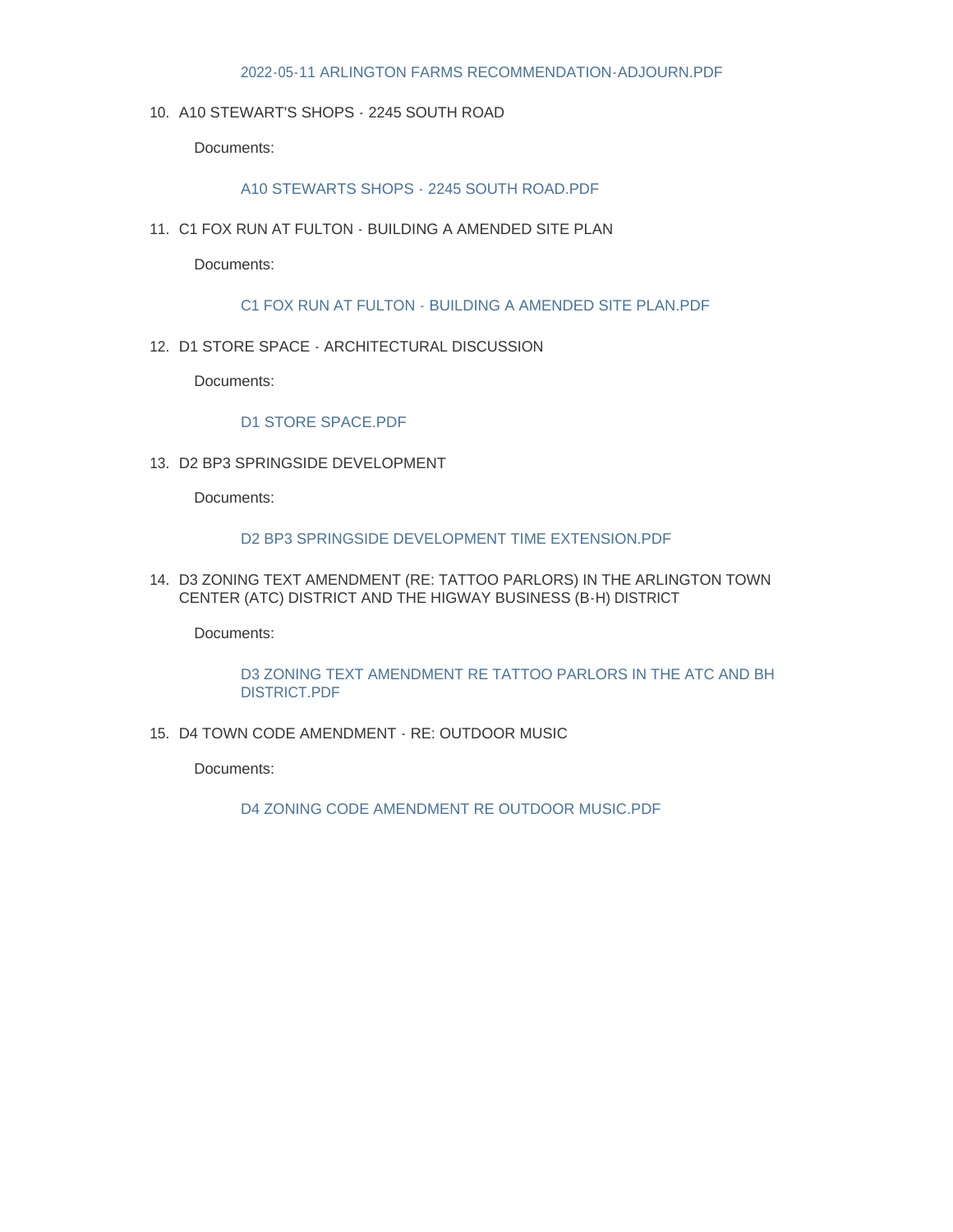2022-05-11 ARLINGTON FARMS RECOMMENDATION-ADJOURN.PDF

10. A10 STEWART'S SHOPS - 2245 SOUTH ROAD

    Documents:

    A10 STEWARTS SHOPS - 2245 SOUTH ROAD.PDF

11. C1 FOX RUN AT FULTON - BUILDING A AMENDED SITE PLAN

    Documents:

    C1 FOX RUN AT FULTON - BUILDING A AMENDED SITE PLAN.PDF

12. D1 STORE SPACE - ARCHITECTURAL DISCUSSION

    Documents:

    D1 STORE SPACE.PDF

13. D2 BP3 SPRINGSIDE DEVELOPMENT

    Documents:

    D2 BP3 SPRINGSIDE DEVELOPMENT TIME EXTENSION.PDF

14. D3 ZONING TEXT AMENDMENT (RE: TATTOO PARLORS) IN THE ARLINGTON TOWN CENTER (ATC) DISTRICT AND THE HIGWAY BUSINESS (B-H) DISTRICT

    Documents:

    D3 ZONING TEXT AMENDMENT RE TATTOO PARLORS IN THE ATC AND BH DISTRICT.PDF

15. D4 TOWN CODE AMENDMENT - RE: OUTDOOR MUSIC

    Documents:

    D4 ZONING CODE AMENDMENT RE OUTDOOR MUSIC.PDF